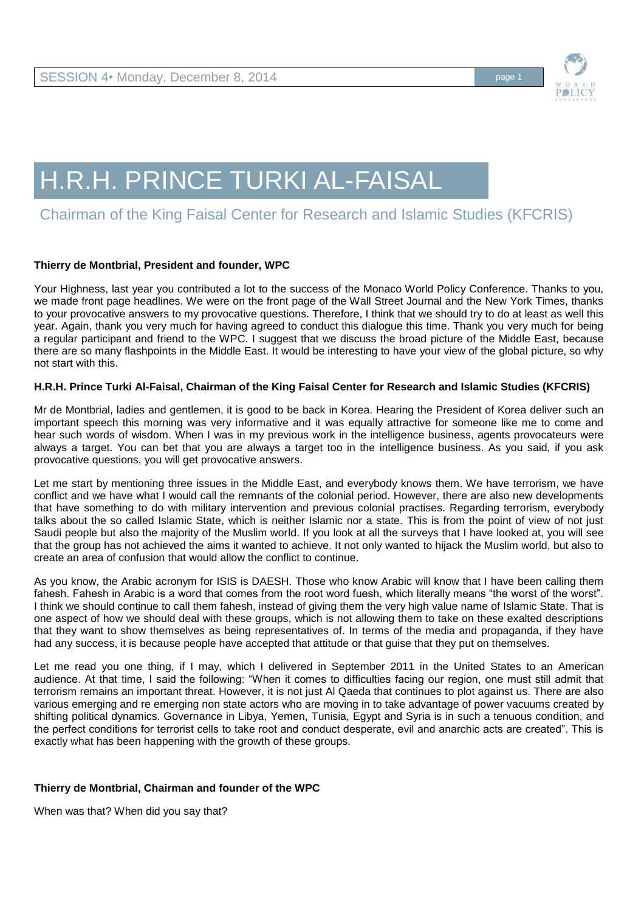# H.R.H. PRINCE TURKI AL-FAISAL

## Chairman of the King Faisal Center for Research and Islamic Studies (KFCRIS)

**Thierry de Montbrial, President and founder, WPC**

Your Highness, last year you contributed a lot to the success of the Monaco World Policy Conference. Thanks to you, we made front page headlines. We were on the front page of the Wall Street Journal and the New York Times, thanks to your provocative answers to my provocative questions. Therefore, I think that we should try to do at least as well this year. Again, thank you very much for having agreed to conduct this dialogue this time. Thank you very much for being a regular participant and friend to the WPC. I suggest that we discuss the broad picture of the Middle East, because there are so many flashpoints in the Middle East. It would be interesting to have your view of the global picture, so why not start with this.

**H.R.H. Prince Turki Al-Faisal, Chairman of the King Faisal Center for Research and Islamic Studies (KFCRIS)**

Mr de Montbrial, ladies and gentlemen, it is good to be back in Korea. Hearing the President of Korea deliver such an important speech this morning was very informative and it was equally attractive for someone like me to come and hear such words of wisdom. When I was in my previous work in the intelligence business, agents provocateurs were always a target. You can bet that you are always a target too in the intelligence business. As you said, if you ask provocative questions, you will get provocative answers.

Let me start by mentioning three issues in the Middle East, and everybody knows them. We have terrorism, we have conflict and we have what I would call the remnants of the colonial period. However, there are also new developments that have something to do with military intervention and previous colonial practises. Regarding terrorism, everybody talks about the so called Islamic State, which is neither Islamic nor a state. This is from the point of view of not just Saudi people but also the majority of the Muslim world. If you look at all the surveys that I have looked at, you will see that the group has not achieved the aims it wanted to achieve. It not only wanted to hijack the Muslim world, but also to create an area of confusion that would allow the conflict to continue.

As you know, the Arabic acronym for ISIS is DAESH. Those who know Arabic will know that I have been calling them fahesh. Fahesh in Arabic is a word that comes from the root word fuesh, which literally means "the worst of the worst". I think we should continue to call them fahesh, instead of giving them the very high value name of Islamic State. That is one aspect of how we should deal with these groups, which is not allowing them to take on these exalted descriptions that they want to show themselves as being representatives of. In terms of the media and propaganda, if they have had any success, it is because people have accepted that attitude or that guise that they put on themselves.

Let me read you one thing, if I may, which I delivered in September 2011 in the United States to an American audience. At that time, I said the following: "When it comes to difficulties facing our region, one must still admit that terrorism remains an important threat. However, it is not just Al Qaeda that continues to plot against us. There are also various emerging and re emerging non state actors who are moving in to take advantage of power vacuums created by shifting political dynamics. Governance in Libya, Yemen, Tunisia, Egypt and Syria is in such a tenuous condition, and the perfect conditions for terrorist cells to take root and conduct desperate, evil and anarchic acts are created". This is exactly what has been happening with the growth of these groups.

**Thierry de Montbrial, Chairman and founder of the WPC**

When was that? When did you say that?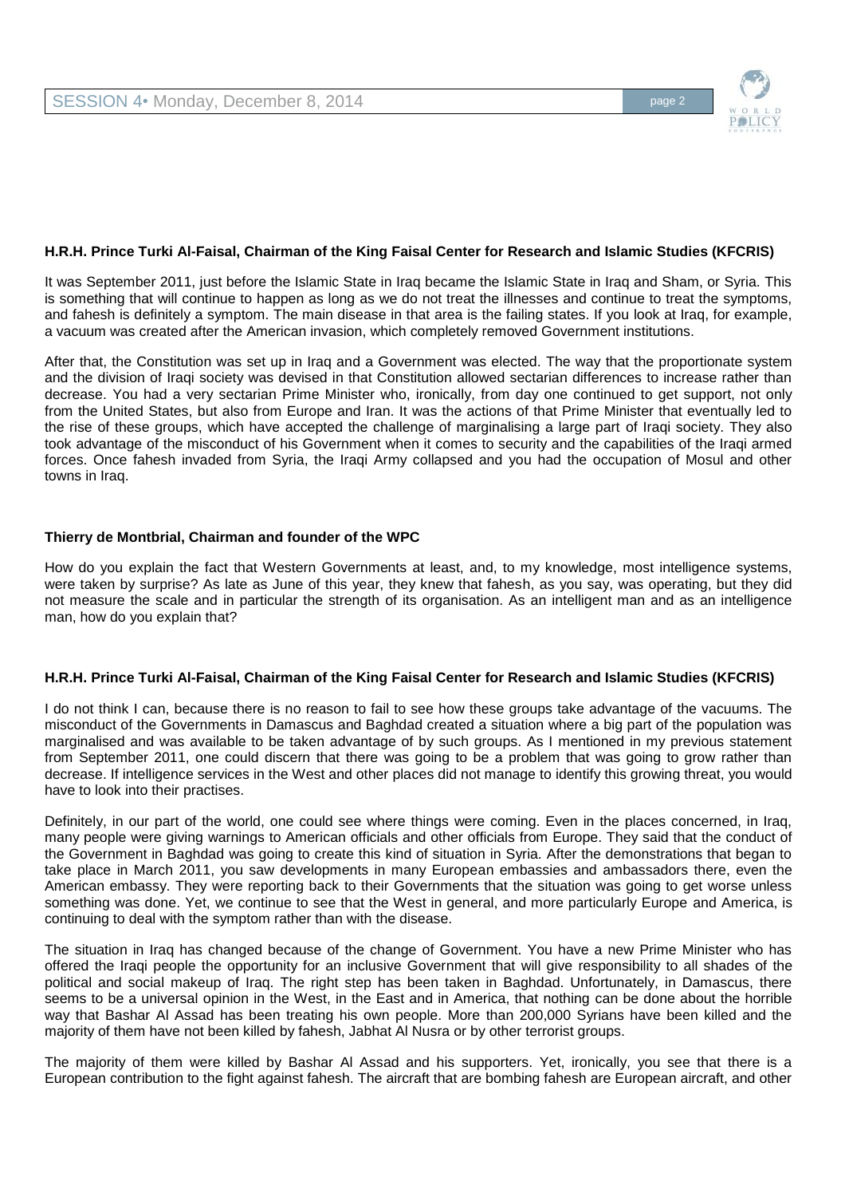**H.R.H. Prince Turki Al-Faisal, Chairman of the King Faisal Center for Research and Islamic Studies (KFCRIS)**

It was September 2011, just before the Islamic State in Iraq became the Islamic State in Iraq and Sham, or Syria. This is something that will continue to happen as long as we do not treat the illnesses and continue to treat the symptoms, and fahesh is definitely a symptom. The main disease in that area is the failing states. If you look at Iraq, for example, a vacuum was created after the American invasion, which completely removed Government institutions.

After that, the Constitution was set up in Iraq and a Government was elected. The way that the proportionate system and the division of Iraqi society was devised in that Constitution allowed sectarian differences to increase rather than decrease. You had a very sectarian Prime Minister who, ironically, from day one continued to get support, not only from the United States, but also from Europe and Iran. It was the actions of that Prime Minister that eventually led to the rise of these groups, which have accepted the challenge of marginalising a large part of Iraqi society. They also took advantage of the misconduct of his Government when it comes to security and the capabilities of the Iraqi armed forces. Once fahesh invaded from Syria, the Iraqi Army collapsed and you had the occupation of Mosul and other towns in Iraq.

**Thierry de Montbrial, Chairman and founder of the WPC**

How do you explain the fact that Western Governments at least, and, to my knowledge, most intelligence systems, were taken by surprise? As late as June of this year, they knew that fahesh, as you say, was operating, but they did not measure the scale and in particular the strength of its organisation. As an intelligent man and as an intelligence man, how do you explain that?

**H.R.H. Prince Turki Al-Faisal, Chairman of the King Faisal Center for Research and Islamic Studies (KFCRIS)**

I do not think I can, because there is no reason to fail to see how these groups take advantage of the vacuums. The misconduct of the Governments in Damascus and Baghdad created a situation where a big part of the population was marginalised and was available to be taken advantage of by such groups. As I mentioned in my previous statement from September 2011, one could discern that there was going to be a problem that was going to grow rather than decrease. If intelligence services in the West and other places did not manage to identify this growing threat, you would have to look into their practises.

Definitely, in our part of the world, one could see where things were coming. Even in the places concerned, in Iraq, many people were giving warnings to American officials and other officials from Europe. They said that the conduct of the Government in Baghdad was going to create this kind of situation in Syria. After the demonstrations that began to take place in March 2011, you saw developments in many European embassies and ambassadors there, even the American embassy. They were reporting back to their Governments that the situation was going to get worse unless something was done. Yet, we continue to see that the West in general, and more particularly Europe and America, is continuing to deal with the symptom rather than with the disease.

The situation in Iraq has changed because of the change of Government. You have a new Prime Minister who has offered the Iraqi people the opportunity for an inclusive Government that will give responsibility to all shades of the political and social makeup of Iraq. The right step has been taken in Baghdad. Unfortunately, in Damascus, there seems to be a universal opinion in the West, in the East and in America, that nothing can be done about the horrible way that Bashar Al Assad has been treating his own people. More than 200,000 Syrians have been killed and the majority of them have not been killed by fahesh, Jabhat Al Nusra or by other terrorist groups.

The majority of them were killed by Bashar Al Assad and his supporters. Yet, ironically, you see that there is a European contribution to the fight against fahesh. The aircraft that are bombing fahesh are European aircraft, and other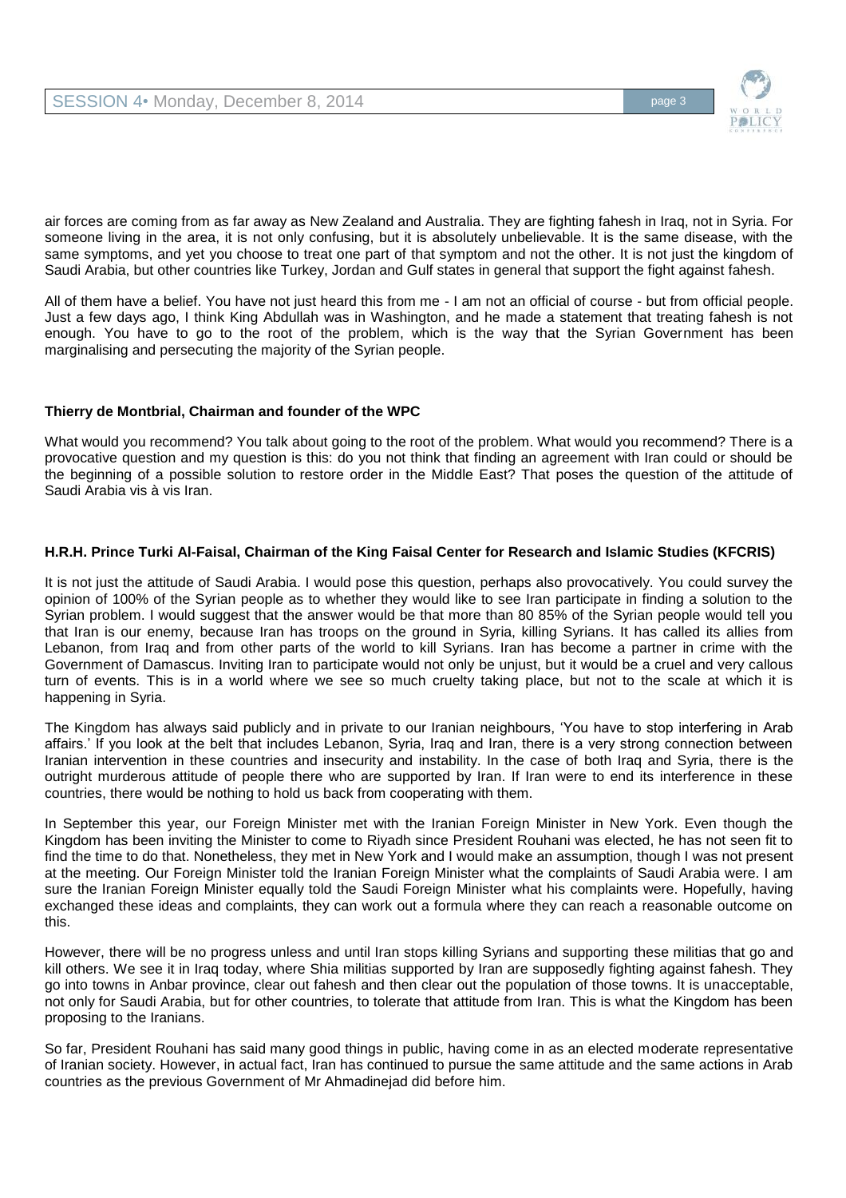air forces are coming from as far away as New Zealand and Australia. They are fighting fahesh in Iraq, not in Syria. For someone living in the area, it is not only confusing, but it is absolutely unbelievable. It is the same disease, with the same symptoms, and yet you choose to treat one part of that symptom and not the other. It is not just the kingdom of Saudi Arabia, but other countries like Turkey, Jordan and Gulf states in general that support the fight against fahesh.

All of them have a belief. You have not just heard this from me - I am not an official of course - but from official people. Just a few days ago, I think King Abdullah was in Washington, and he made a statement that treating fahesh is not enough. You have to go to the root of the problem, which is the way that the Syrian Government has been marginalising and persecuting the majority of the Syrian people.

**Thierry de Montbrial, Chairman and founder of the WPC**

What would you recommend? You talk about going to the root of the problem. What would you recommend? There is a provocative question and my question is this: do you not think that finding an agreement with Iran could or should be the beginning of a possible solution to restore order in the Middle East? That poses the question of the attitude of Saudi Arabia vis à vis Iran.

**H.R.H. Prince Turki Al-Faisal, Chairman of the King Faisal Center for Research and Islamic Studies (KFCRIS)**

It is not just the attitude of Saudi Arabia. I would pose this question, perhaps also provocatively. You could survey the opinion of 100% of the Syrian people as to whether they would like to see Iran participate in finding a solution to the Syrian problem. I would suggest that the answer would be that more than 80 85% of the Syrian people would tell you that Iran is our enemy, because Iran has troops on the ground in Syria, killing Syrians. It has called its allies from Lebanon, from Iraq and from other parts of the world to kill Syrians. Iran has become a partner in crime with the Government of Damascus. Inviting Iran to participate would not only be unjust, but it would be a cruel and very callous turn of events. This is in a world where we see so much cruelty taking place, but not to the scale at which it is happening in Syria.

The Kingdom has always said publicly and in private to our Iranian neighbours, 'You have to stop interfering in Arab affairs.' If you look at the belt that includes Lebanon, Syria, Iraq and Iran, there is a very strong connection between Iranian intervention in these countries and insecurity and instability. In the case of both Iraq and Syria, there is the outright murderous attitude of people there who are supported by Iran. If Iran were to end its interference in these countries, there would be nothing to hold us back from cooperating with them.

In September this year, our Foreign Minister met with the Iranian Foreign Minister in New York. Even though the Kingdom has been inviting the Minister to come to Riyadh since President Rouhani was elected, he has not seen fit to find the time to do that. Nonetheless, they met in New York and I would make an assumption, though I was not present at the meeting. Our Foreign Minister told the Iranian Foreign Minister what the complaints of Saudi Arabia were. I am sure the Iranian Foreign Minister equally told the Saudi Foreign Minister what his complaints were. Hopefully, having exchanged these ideas and complaints, they can work out a formula where they can reach a reasonable outcome on this.

However, there will be no progress unless and until Iran stops killing Syrians and supporting these militias that go and kill others. We see it in Iraq today, where Shia militias supported by Iran are supposedly fighting against fahesh. They go into towns in Anbar province, clear out fahesh and then clear out the population of those towns. It is unacceptable, not only for Saudi Arabia, but for other countries, to tolerate that attitude from Iran. This is what the Kingdom has been proposing to the Iranians.

So far, President Rouhani has said many good things in public, having come in as an elected moderate representative of Iranian society. However, in actual fact, Iran has continued to pursue the same attitude and the same actions in Arab countries as the previous Government of Mr Ahmadinejad did before him.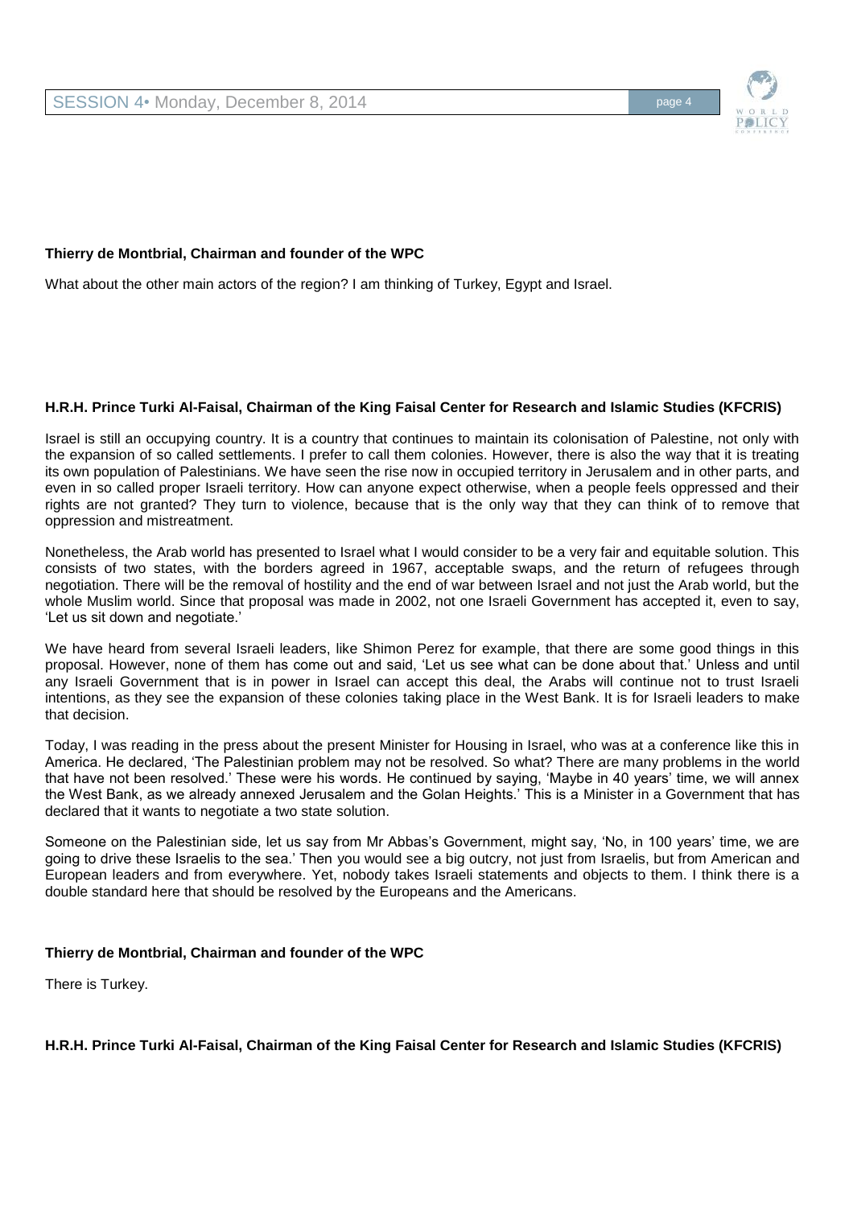**Thierry de Montbrial, Chairman and founder of the WPC**

What about the other main actors of the region? I am thinking of Turkey, Egypt and Israel.

**H.R.H. Prince Turki Al-Faisal, Chairman of the King Faisal Center for Research and Islamic Studies (KFCRIS)**

Israel is still an occupying country. It is a country that continues to maintain its colonisation of Palestine, not only with the expansion of so called settlements. I prefer to call them colonies. However, there is also the way that it is treating its own population of Palestinians. We have seen the rise now in occupied territory in Jerusalem and in other parts, and even in so called proper Israeli territory. How can anyone expect otherwise, when a people feels oppressed and their rights are not granted? They turn to violence, because that is the only way that they can think of to remove that oppression and mistreatment.

Nonetheless, the Arab world has presented to Israel what I would consider to be a very fair and equitable solution. This consists of two states, with the borders agreed in 1967, acceptable swaps, and the return of refugees through negotiation. There will be the removal of hostility and the end of war between Israel and not just the Arab world, but the whole Muslim world. Since that proposal was made in 2002, not one Israeli Government has accepted it, even to say, 'Let us sit down and negotiate.'

We have heard from several Israeli leaders, like Shimon Perez for example, that there are some good things in this proposal. However, none of them has come out and said, 'Let us see what can be done about that.' Unless and until any Israeli Government that is in power in Israel can accept this deal, the Arabs will continue not to trust Israeli intentions, as they see the expansion of these colonies taking place in the West Bank. It is for Israeli leaders to make that decision.

Today, I was reading in the press about the present Minister for Housing in Israel, who was at a conference like this in America. He declared, 'The Palestinian problem may not be resolved. So what? There are many problems in the world that have not been resolved.' These were his words. He continued by saying, 'Maybe in 40 years' time, we will annex the West Bank, as we already annexed Jerusalem and the Golan Heights.' This is a Minister in a Government that has declared that it wants to negotiate a two state solution.

Someone on the Palestinian side, let us say from Mr Abbas's Government, might say, 'No, in 100 years' time, we are going to drive these Israelis to the sea.' Then you would see a big outcry, not just from Israelis, but from American and European leaders and from everywhere. Yet, nobody takes Israeli statements and objects to them. I think there is a double standard here that should be resolved by the Europeans and the Americans.

**Thierry de Montbrial, Chairman and founder of the WPC**

There is Turkey.

**H.R.H. Prince Turki Al-Faisal, Chairman of the King Faisal Center for Research and Islamic Studies (KFCRIS)**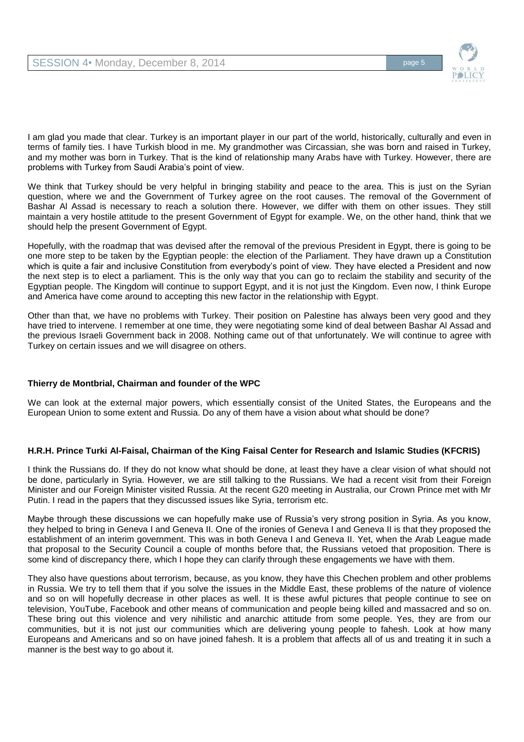I am glad you made that clear. Turkey is an important player in our part of the world, historically, culturally and even in terms of family ties. I have Turkish blood in me. My grandmother was Circassian, she was born and raised in Turkey, and my mother was born in Turkey. That is the kind of relationship many Arabs have with Turkey. However, there are problems with Turkey from Saudi Arabia's point of view.

We think that Turkey should be very helpful in bringing stability and peace to the area. This is just on the Syrian question, where we and the Government of Turkey agree on the root causes. The removal of the Government of Bashar Al Assad is necessary to reach a solution there. However, we differ with them on other issues. They still maintain a very hostile attitude to the present Government of Egypt for example. We, on the other hand, think that we should help the present Government of Egypt.

Hopefully, with the roadmap that was devised after the removal of the previous President in Egypt, there is going to be one more step to be taken by the Egyptian people: the election of the Parliament. They have drawn up a Constitution which is quite a fair and inclusive Constitution from everybody's point of view. They have elected a President and now the next step is to elect a parliament. This is the only way that you can go to reclaim the stability and security of the Egyptian people. The Kingdom will continue to support Egypt, and it is not just the Kingdom. Even now, I think Europe and America have come around to accepting this new factor in the relationship with Egypt.

Other than that, we have no problems with Turkey. Their position on Palestine has always been very good and they have tried to intervene. I remember at one time, they were negotiating some kind of deal between Bashar Al Assad and the previous Israeli Government back in 2008. Nothing came out of that unfortunately. We will continue to agree with Turkey on certain issues and we will disagree on others.

**Thierry de Montbrial, Chairman and founder of the WPC**

We can look at the external major powers, which essentially consist of the United States, the Europeans and the European Union to some extent and Russia. Do any of them have a vision about what should be done?

**H.R.H. Prince Turki Al-Faisal, Chairman of the King Faisal Center for Research and Islamic Studies (KFCRIS)**

I think the Russians do. If they do not know what should be done, at least they have a clear vision of what should not be done, particularly in Syria. However, we are still talking to the Russians. We had a recent visit from their Foreign Minister and our Foreign Minister visited Russia. At the recent G20 meeting in Australia, our Crown Prince met with Mr Putin. I read in the papers that they discussed issues like Syria, terrorism etc.

Maybe through these discussions we can hopefully make use of Russia's very strong position in Syria. As you know, they helped to bring in Geneva I and Geneva II. One of the ironies of Geneva I and Geneva II is that they proposed the establishment of an interim government. This was in both Geneva I and Geneva II. Yet, when the Arab League made that proposal to the Security Council a couple of months before that, the Russians vetoed that proposition. There is some kind of discrepancy there, which I hope they can clarify through these engagements we have with them.

They also have questions about terrorism, because, as you know, they have this Chechen problem and other problems in Russia. We try to tell them that if you solve the issues in the Middle East, these problems of the nature of violence and so on will hopefully decrease in other places as well. It is these awful pictures that people continue to see on television, YouTube, Facebook and other means of communication and people being killed and massacred and so on. These bring out this violence and very nihilistic and anarchic attitude from some people. Yes, they are from our communities, but it is not just our communities which are delivering young people to fahesh. Look at how many Europeans and Americans and so on have joined fahesh. It is a problem that affects all of us and treating it in such a manner is the best way to go about it.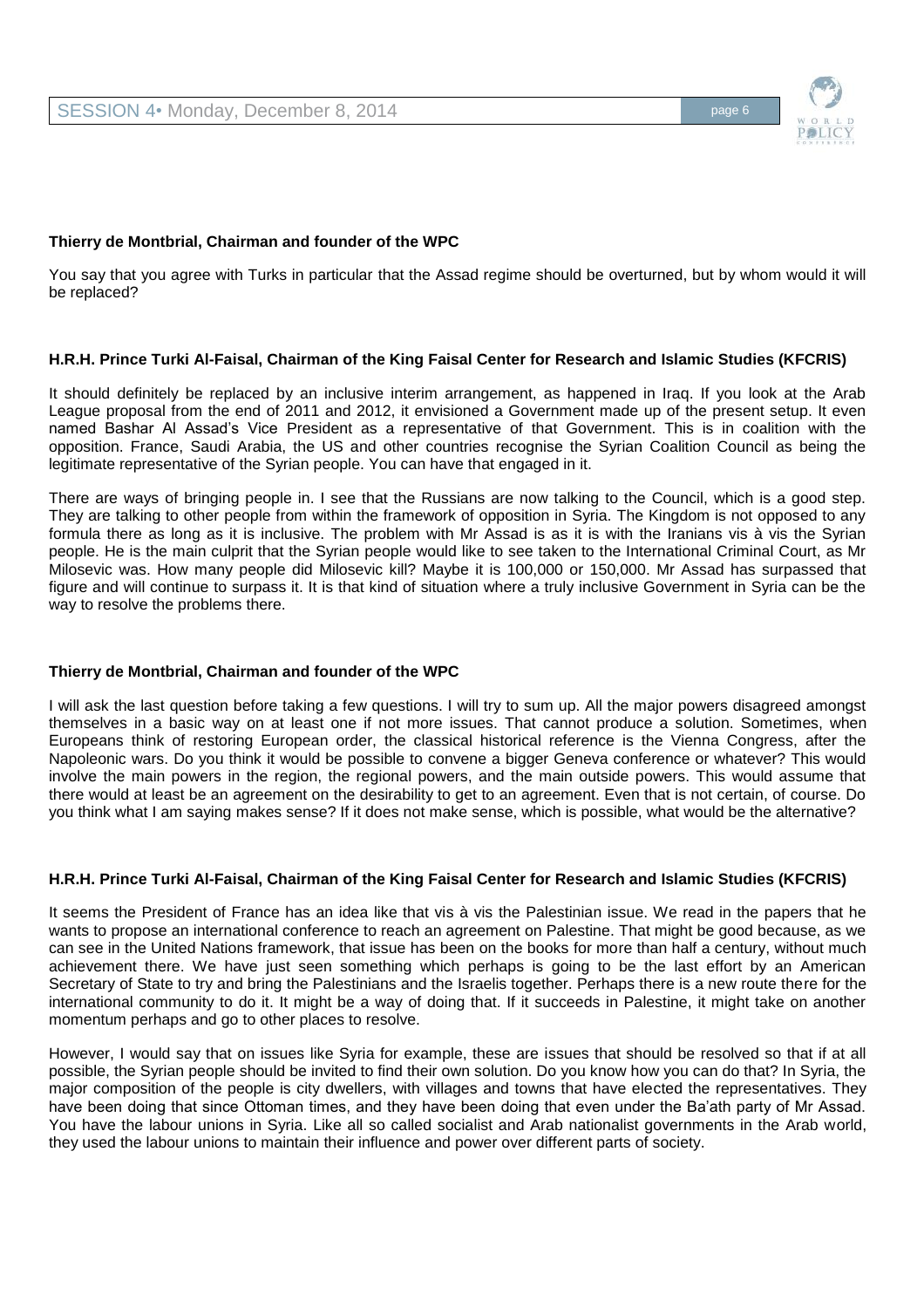**Thierry de Montbrial, Chairman and founder of the WPC**

You say that you agree with Turks in particular that the Assad regime should be overturned, but by whom would it will be replaced?

**H.R.H. Prince Turki Al-Faisal, Chairman of the King Faisal Center for Research and Islamic Studies (KFCRIS)**

It should definitely be replaced by an inclusive interim arrangement, as happened in Iraq. If you look at the Arab League proposal from the end of 2011 and 2012, it envisioned a Government made up of the present setup. It even named Bashar Al Assad's Vice President as a representative of that Government. This is in coalition with the opposition. France, Saudi Arabia, the US and other countries recognise the Syrian Coalition Council as being the legitimate representative of the Syrian people. You can have that engaged in it.

There are ways of bringing people in. I see that the Russians are now talking to the Council, which is a good step. They are talking to other people from within the framework of opposition in Syria. The Kingdom is not opposed to any formula there as long as it is inclusive. The problem with Mr Assad is as it is with the Iranians vis à vis the Syrian people. He is the main culprit that the Syrian people would like to see taken to the International Criminal Court, as Mr Milosevic was. How many people did Milosevic kill? Maybe it is 100,000 or 150,000. Mr Assad has surpassed that figure and will continue to surpass it. It is that kind of situation where a truly inclusive Government in Syria can be the way to resolve the problems there.

**Thierry de Montbrial, Chairman and founder of the WPC**

I will ask the last question before taking a few questions. I will try to sum up. All the major powers disagreed amongst themselves in a basic way on at least one if not more issues. That cannot produce a solution. Sometimes, when Europeans think of restoring European order, the classical historical reference is the Vienna Congress, after the Napoleonic wars. Do you think it would be possible to convene a bigger Geneva conference or whatever? This would involve the main powers in the region, the regional powers, and the main outside powers. This would assume that there would at least be an agreement on the desirability to get to an agreement. Even that is not certain, of course. Do you think what I am saying makes sense? If it does not make sense, which is possible, what would be the alternative?

**H.R.H. Prince Turki Al-Faisal, Chairman of the King Faisal Center for Research and Islamic Studies (KFCRIS)**

It seems the President of France has an idea like that vis à vis the Palestinian issue. We read in the papers that he wants to propose an international conference to reach an agreement on Palestine. That might be good because, as we can see in the United Nations framework, that issue has been on the books for more than half a century, without much achievement there. We have just seen something which perhaps is going to be the last effort by an American Secretary of State to try and bring the Palestinians and the Israelis together. Perhaps there is a new route there for the international community to do it. It might be a way of doing that. If it succeeds in Palestine, it might take on another momentum perhaps and go to other places to resolve.

However, I would say that on issues like Syria for example, these are issues that should be resolved so that if at all possible, the Syrian people should be invited to find their own solution. Do you know how you can do that? In Syria, the major composition of the people is city dwellers, with villages and towns that have elected the representatives. They have been doing that since Ottoman times, and they have been doing that even under the Ba'ath party of Mr Assad. You have the labour unions in Syria. Like all so called socialist and Arab nationalist governments in the Arab world, they used the labour unions to maintain their influence and power over different parts of society.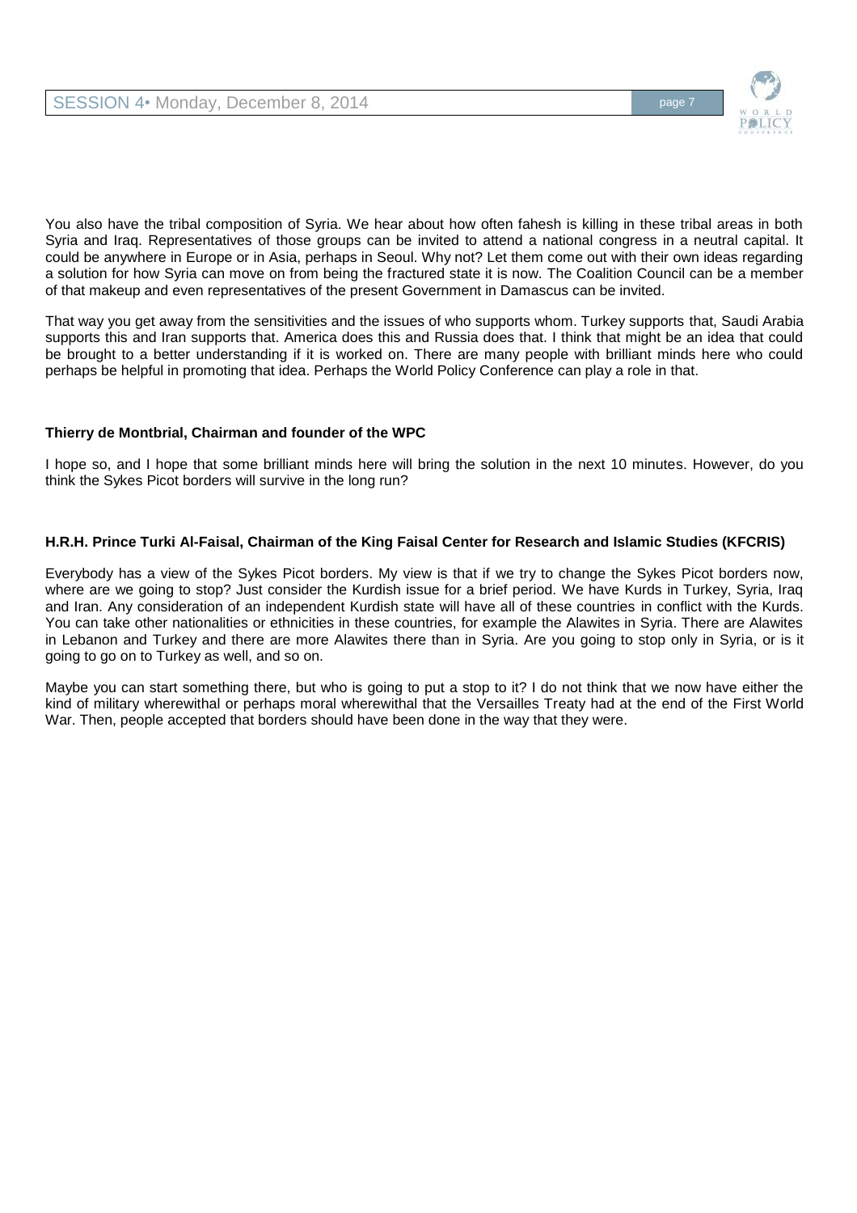You also have the tribal composition of Syria. We hear about how often fahesh is killing in these tribal areas in both Syria and Iraq. Representatives of those groups can be invited to attend a national congress in a neutral capital. It could be anywhere in Europe or in Asia, perhaps in Seoul. Why not? Let them come out with their own ideas regarding a solution for how Syria can move on from being the fractured state it is now. The Coalition Council can be a member of that makeup and even representatives of the present Government in Damascus can be invited.

That way you get away from the sensitivities and the issues of who supports whom. Turkey supports that, Saudi Arabia supports this and Iran supports that. America does this and Russia does that. I think that might be an idea that could be brought to a better understanding if it is worked on. There are many people with brilliant minds here who could perhaps be helpful in promoting that idea. Perhaps the World Policy Conference can play a role in that.

**Thierry de Montbrial, Chairman and founder of the WPC**

I hope so, and I hope that some brilliant minds here will bring the solution in the next 10 minutes. However, do you think the Sykes Picot borders will survive in the long run?

**H.R.H. Prince Turki Al-Faisal, Chairman of the King Faisal Center for Research and Islamic Studies (KFCRIS)**

Everybody has a view of the Sykes Picot borders. My view is that if we try to change the Sykes Picot borders now, where are we going to stop? Just consider the Kurdish issue for a brief period. We have Kurds in Turkey, Syria, Iraq and Iran. Any consideration of an independent Kurdish state will have all of these countries in conflict with the Kurds. You can take other nationalities or ethnicities in these countries, for example the Alawites in Syria. There are Alawites in Lebanon and Turkey and there are more Alawites there than in Syria. Are you going to stop only in Syria, or is it going to go on to Turkey as well, and so on.

Maybe you can start something there, but who is going to put a stop to it? I do not think that we now have either the kind of military wherewithal or perhaps moral wherewithal that the Versailles Treaty had at the end of the First World War. Then, people accepted that borders should have been done in the way that they were.